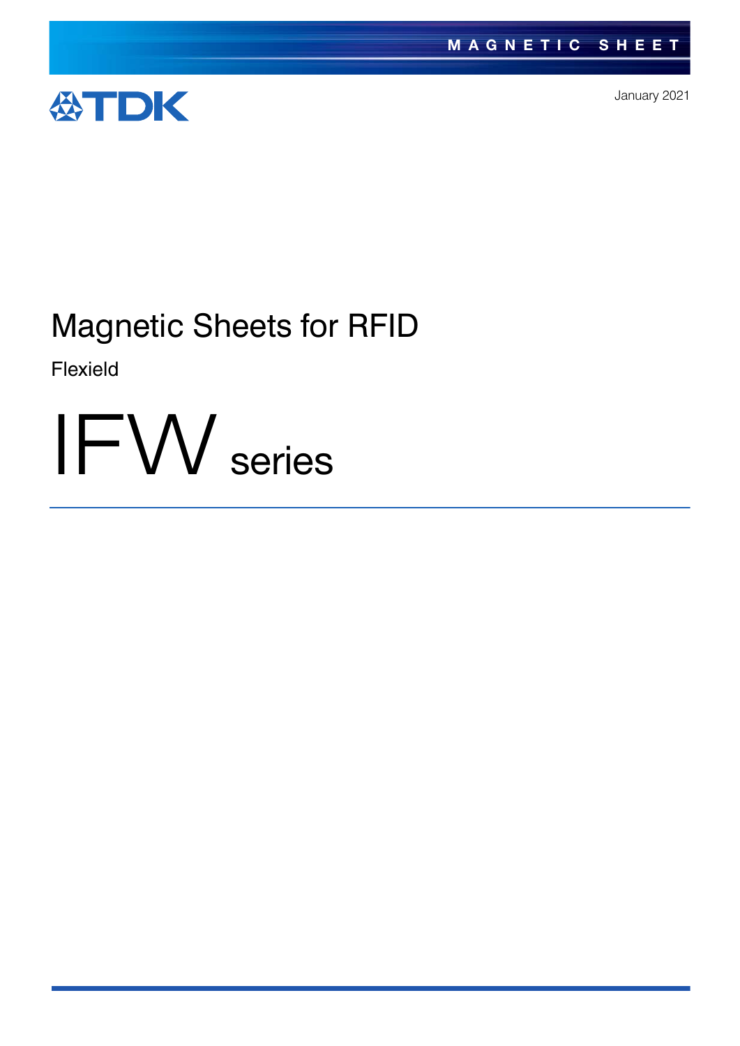MAGNETIC SHEET

TDK

January 2021

# Magnetic Sheets for RFID

Flexield

# IFW series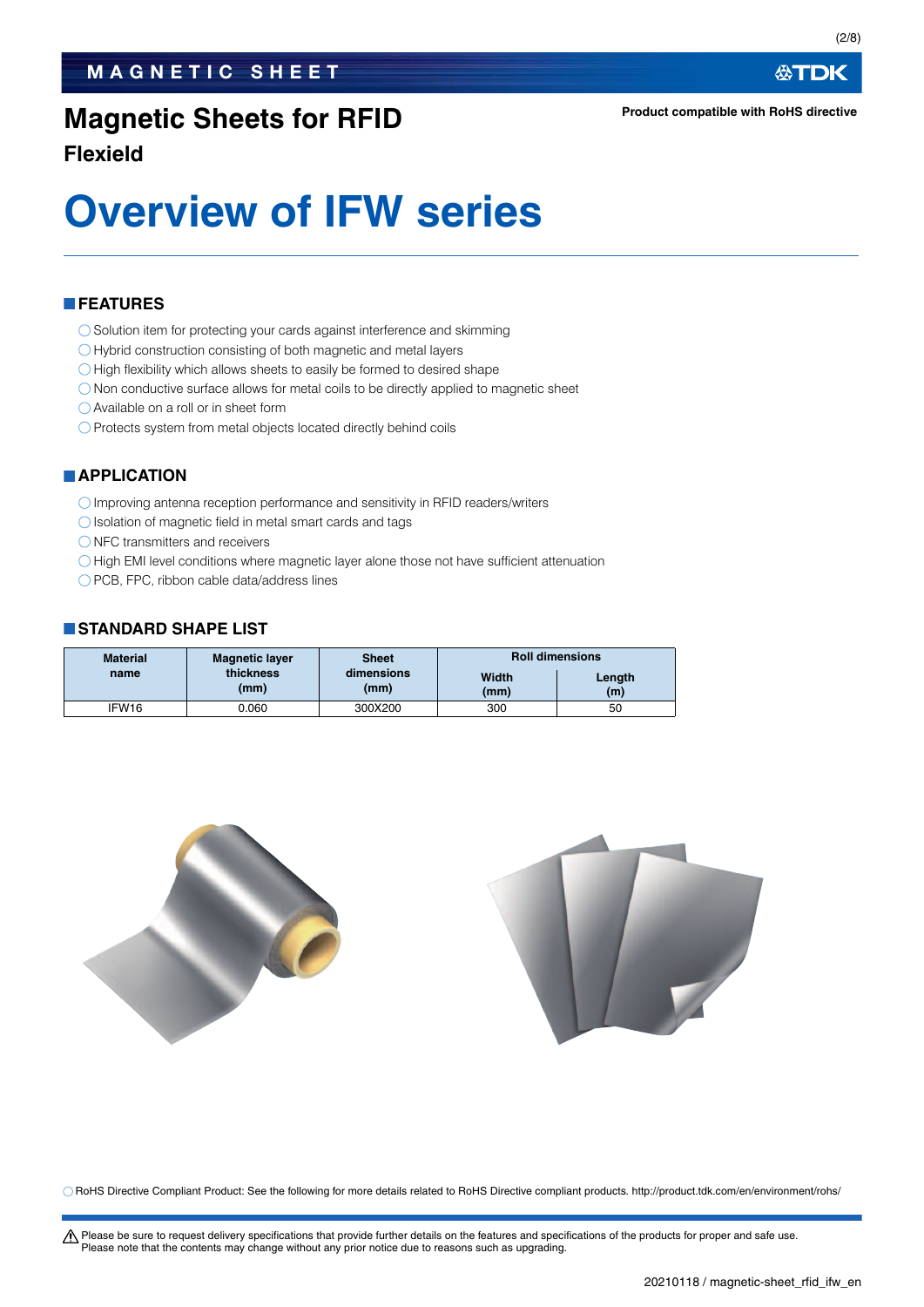# Magnetic Sheets for RFID

## Flexield

Product compatible with RoHS directive

# Overview of IFW series

## FEATURES

- Solution item for protecting your cards against interference and skimming
- Hybrid construction consisting of both magnetic and metal layers
- High flexibility which allows sheets to easily be formed to desired shape
- Non conductive surface allows for metal coils to be directly applied to magnetic sheet
- Available on a roll or in sheet form
- Protects system from metal objects located directly behind coils

## APPLICATION

- Improving antenna reception performance and sensitivity in RFID readers/writers
- Isolation of magnetic field in metal smart cards and tags
- NFC transmitters and receivers
- High EMI level conditions where magnetic layer alone those not have sufficient attenuation
- PCB, FPC, ribbon cable data/address lines

## STANDARD SHAPE LIST

| Material name | Magnetic layer thickness (mm) | Sheet dimensions (mm) | Roll dimensions | |
|---|---|---|---|---|
| | | | Width (mm) | Length (m) |
| IFW16 | 0.060 | 300X200 | 300 | 50 |

- RoHS Directive Compliant Product: See the following for more details related to RoHS Directive compliant products. http://product.tdk.com/en/environment/rohs/

⚠ Please be sure to request delivery specifications that provide further details on the features and specifications of the products for proper and safe use.
Please note that the contents may change without any prior notice due to reasons such as upgrading.

20210118 / magnetic-sheet_rfid_ifw_en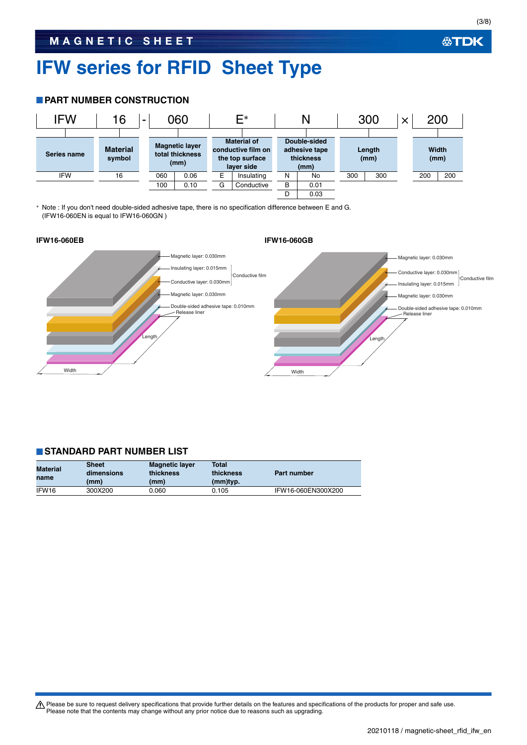# IFW series for RFID Sheet Type

## PART NUMBER CONSTRUCTION

| IFW | 16 | - | 060 | E* | N | 300 | × | 200 |
|---|---|---|---|---|---|---|---|---|
| Series name | Material symbol | | Magnetic layer total thickness (mm) | Material of conductive film on the top surface layer side | Double-sided adhesive tape thickness (mm) | Length (mm) | | Width (mm) |

| Series name | |
|---|---|
| IFW | |

| Material symbol | |
|---|---|
| 16 | |

| Magnetic layer total thickness (mm) | |
|---|---|
| 060 | 0.06 |
| 100 | 0.10 |

| Material of conductive film on the top surface layer side | |
|---|---|
| E | Insulating |
| G | Conductive |

| Double-sided adhesive tape thickness (mm) | |
|---|---|
| N | No |
| B | 0.01 |
| D | 0.03 |

| Length (mm) | |
|---|---|
| 300 | 300 |

| Width (mm) | |
|---|---|
| 200 | 200 |

\* Note : If you don't need double-sided adhesive tape, there is no specification difference between E and G.
(IFW16-060EN is equal to IFW16-060GN )

**IFW16-060EB**

- Magnetic layer: 0.030mm
- Insulating layer: 0.015mm (Conductive film)
- Conductive layer: 0.030mm (Conductive film)
- Magnetic layer: 0.030mm
- Double-sided adhesive tape: 0.010mm
- Release liner

Length, Width

**IFW16-060GB**

- Magnetic layer: 0.030mm
- Conductive layer: 0.030mm (Conductive film)
- Insulating layer: 0.015mm (Conductive film)
- Magnetic layer: 0.030mm
- Double-sided adhesive tape: 0.010mm
- Release liner

Length, Width

## STANDARD PART NUMBER LIST

| Material name | Sheet dimensions (mm) | Magnetic layer thickness (mm) | Total thickness (mm)typ. | Part number |
|---|---|---|---|---|
| IFW16 | 300X200 | 0.060 | 0.105 | IFW16-060EN300X200 |

⚠ Please be sure to request delivery specifications that provide further details on the features and specifications of the products for proper and safe use.
Please note that the contents may change without any prior notice due to reasons such as upgrading.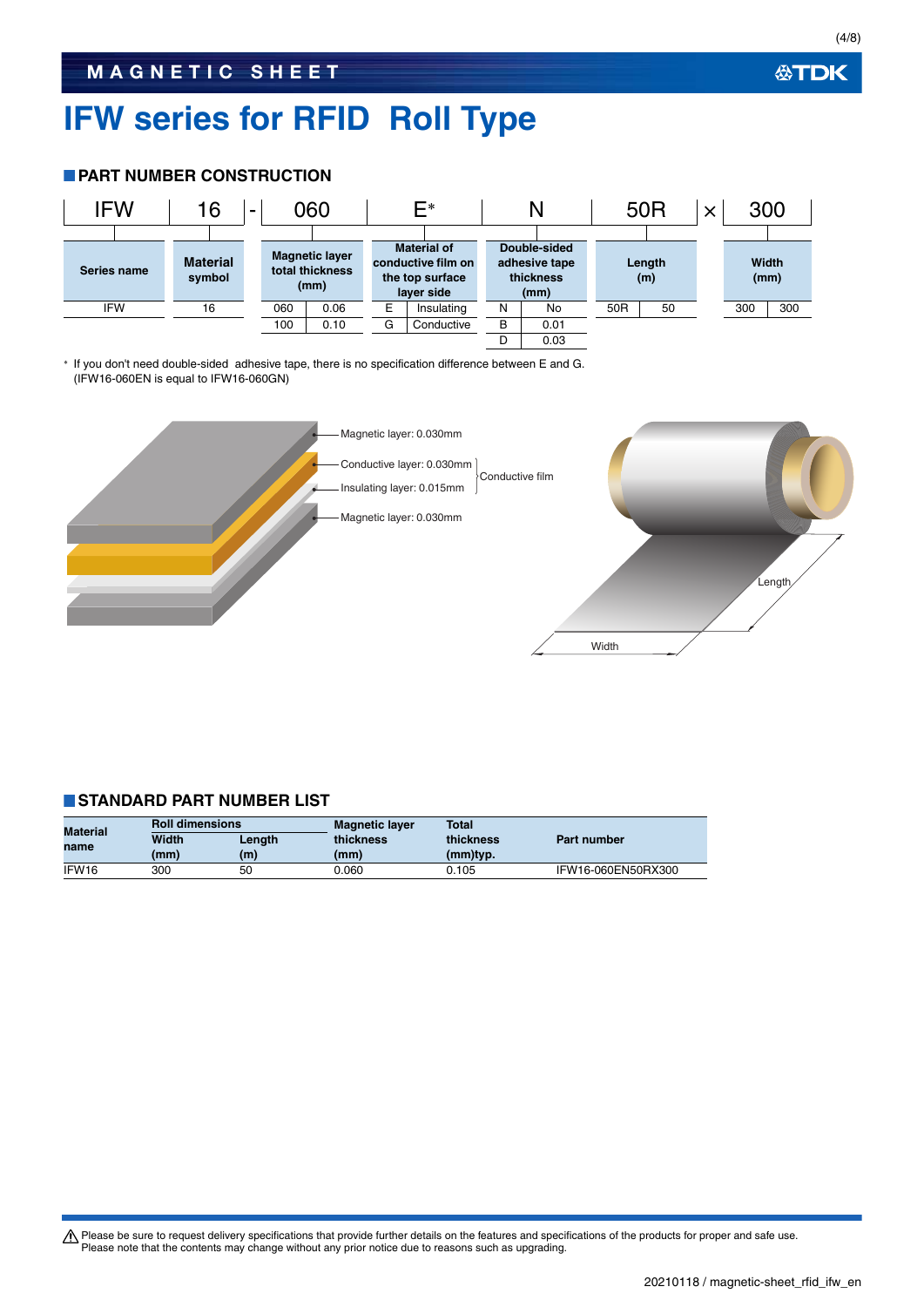# IFW series for RFID Roll Type

## PART NUMBER CONSTRUCTION

| IFW | 16 | - | 060 | E* | N | 50R | × | 300 |
|---|---|---|---|---|---|---|---|---|

| Series name | Material symbol | Magnetic layer total thickness (mm) | | Material of conductive film on the top surface layer side | | Double-sided adhesive tape thickness (mm) | | Length (m) | | Width (mm) | |
|---|---|---|---|---|---|---|---|---|---|---|---|
| IFW | 16 | 060 | 0.06 | E | Insulating | N | No | 50R | 50 | 300 | 300 |
| | | 100 | 0.10 | G | Conductive | B | 0.01 | | | | |
| | | | | | | D | 0.03 | | | | |

\* If you don't need double-sided adhesive tape, there is no specification difference between E and G. (IFW16-060EN is equal to IFW16-060GN)

- Magnetic layer: 0.030mm
- Conductive layer: 0.030mm
- Insulating layer: 0.015mm
- Magnetic layer: 0.030mm

Conductive film

Length

Width

## STANDARD PART NUMBER LIST

| Material name | Roll dimensions Width (mm) | Roll dimensions Length (m) | Magnetic layer thickness (mm) | Total thickness (mm)typ. | Part number |
|---|---|---|---|---|---|
| IFW16 | 300 | 50 | 0.060 | 0.105 | IFW16-060EN50RX300 |

⚠ Please be sure to request delivery specifications that provide further details on the features and specifications of the products for proper and safe use.
Please note that the contents may change without any prior notice due to reasons such as upgrading.

20210118 / magnetic-sheet_rfid_ifw_en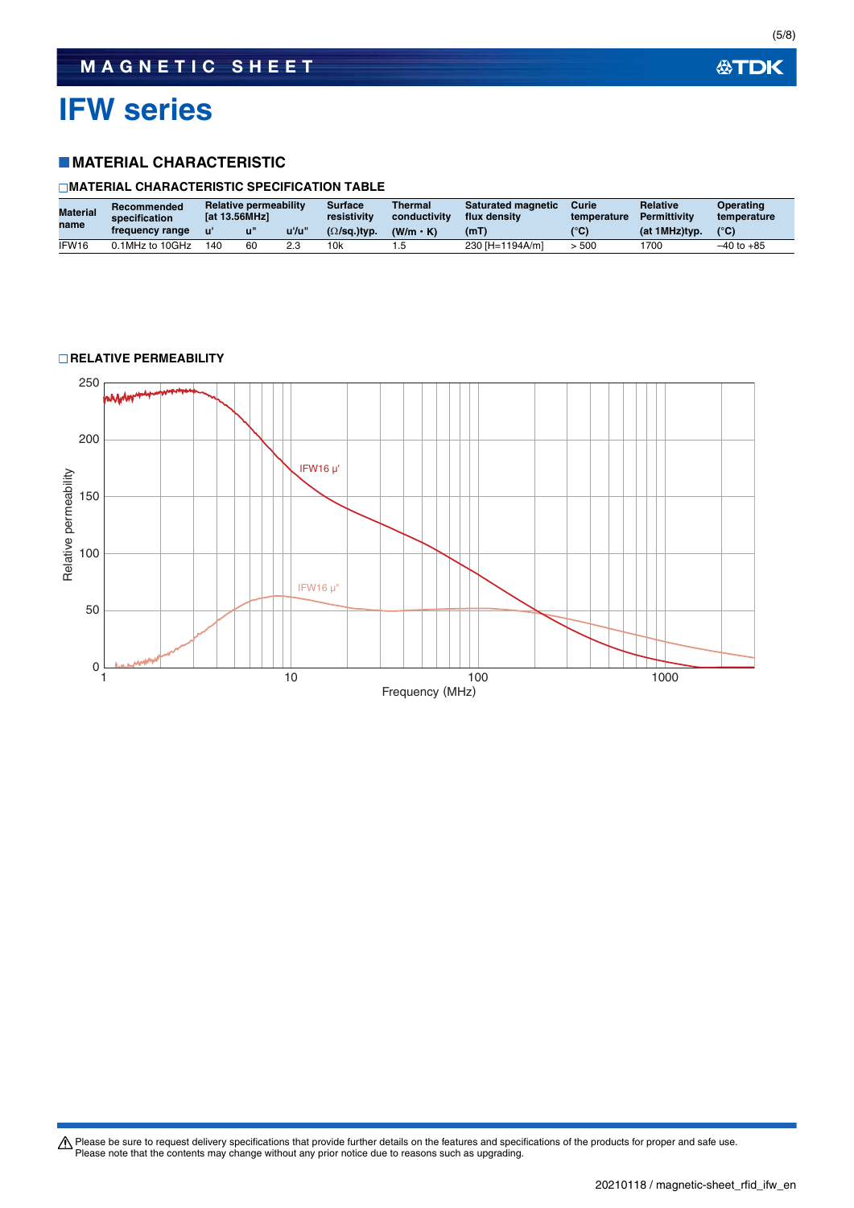# IFW series

## MATERIAL CHARACTERISTIC

### MATERIAL CHARACTERISTIC SPECIFICATION TABLE

| Material name | Recommended specification frequency range | Relative permeability [at 13.56MHz] | | | Surface resistivity (Ω/sq.)typ. | Thermal conductivity (W/m・K) | Saturated magnetic flux density (mT) | Curie temperature (°C) | Relative Permittivity (at 1MHz)typ. | Operating temperature (°C) |
|---|---|---|---|---|---|---|---|---|---|---|
| | | u' | u" | u'/u" | | | | | | |
| IFW16 | 0.1MHz to 10GHz | 140 | 60 | 2.3 | 10k | 1.5 | 230 [H=1194A/m] | > 500 | 1700 | –40 to +85 |

### RELATIVE PERMEABILITY

IFW16 μ'

IFW16 μ"

Relative permeability

Frequency (MHz)

⚠ Please be sure to request delivery specifications that provide further details on the features and specifications of the products for proper and safe use.
Please note that the contents may change without any prior notice due to reasons such as upgrading.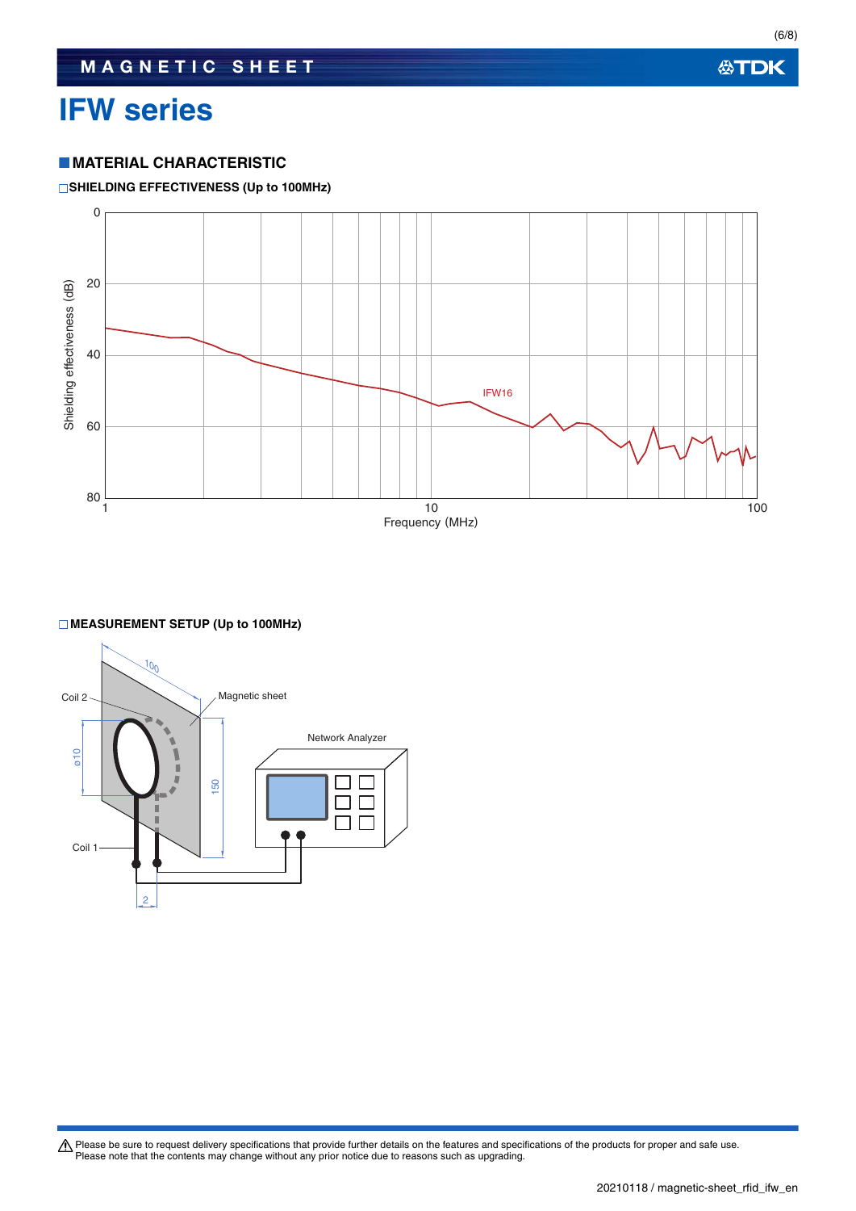# IFW series

## MATERIAL CHARACTERISTIC

### SHIELDING EFFECTIVENESS (Up to 100MHz)

Shielding effectiveness (dB)

IFW16

Frequency (MHz)

### MEASUREMENT SETUP (Up to 100MHz)

Coil 2

Magnetic sheet

Network Analyzer

Coil 1

Please be sure to request delivery specifications that provide further details on the features and specifications of the products for proper and safe use.
Please note that the contents may change without any prior notice due to reasons such as upgrading.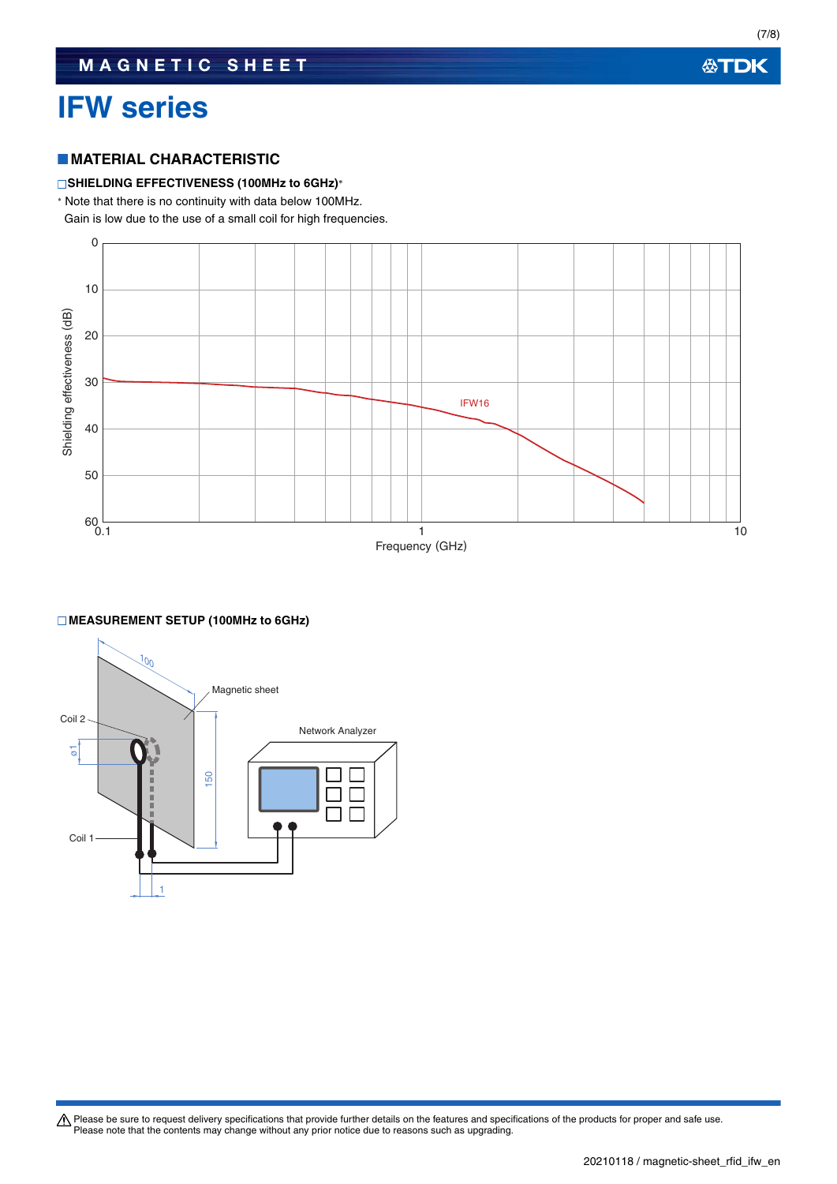# IFW series

## MATERIAL CHARACTERISTIC

### □SHIELDING EFFECTIVENESS (100MHz to 6GHz)*

* Note that there is no continuity with data below 100MHz.
Gain is low due to the use of a small coil for high frequencies.

Shielding effectiveness (dB)

0
10
20
30
40
50
60

IFW16

0.1
1
10

Frequency (GHz)

### □MEASUREMENT SETUP (100MHz to 6GHz)

100

Magnetic sheet

Coil 2

Network Analyzer

ø1

150

Coil 1

1

⚠ Please be sure to request delivery specifications that provide further details on the features and specifications of the products for proper and safe use.
Please note that the contents may change without any prior notice due to reasons such as upgrading.

20210118 / magnetic-sheet_rfid_ifw_en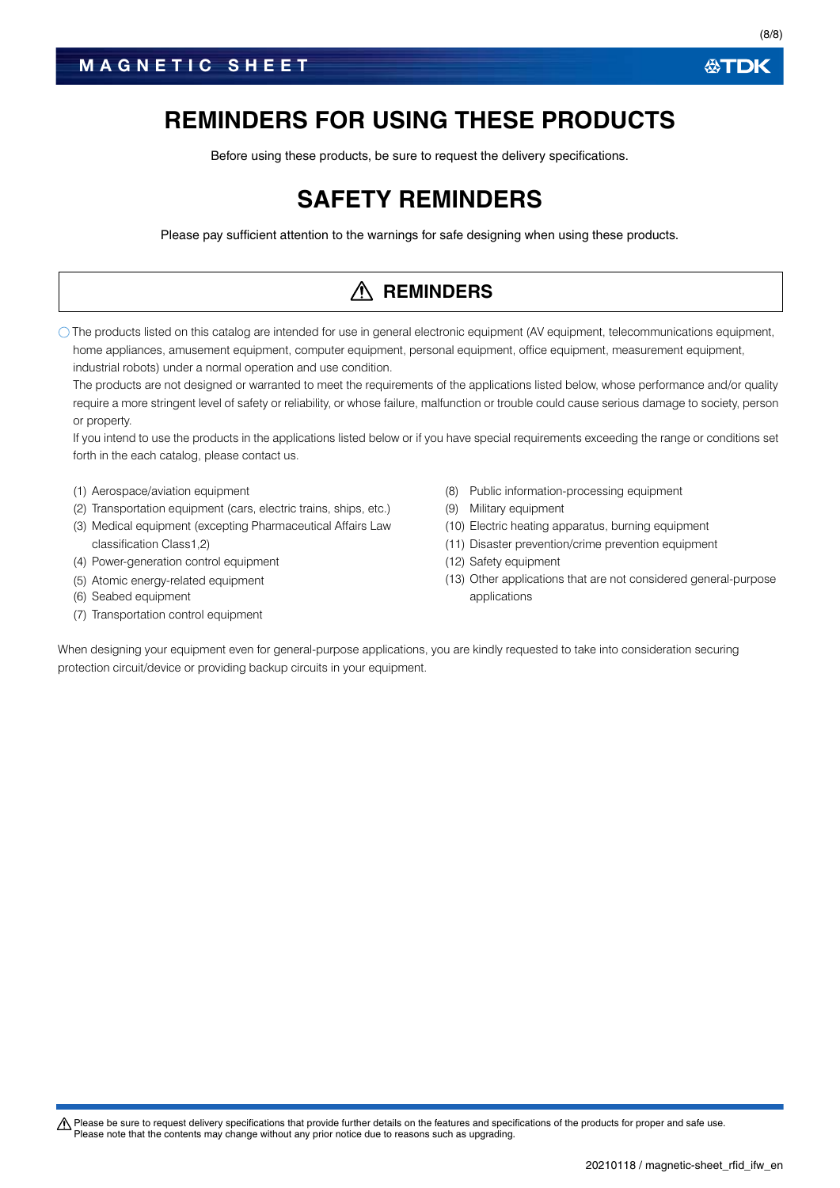# REMINDERS FOR USING THESE PRODUCTS

Before using these products, be sure to request the delivery specifications.

# SAFETY REMINDERS

Please pay sufficient attention to the warnings for safe designing when using these products.

## ⚠ REMINDERS

○ The products listed on this catalog are intended for use in general electronic equipment (AV equipment, telecommunications equipment, home appliances, amusement equipment, computer equipment, personal equipment, office equipment, measurement equipment, industrial robots) under a normal operation and use condition.

The products are not designed or warranted to meet the requirements of the applications listed below, whose performance and/or quality require a more stringent level of safety or reliability, or whose failure, malfunction or trouble could cause serious damage to society, person or property.

If you intend to use the products in the applications listed below or if you have special requirements exceeding the range or conditions set forth in the each catalog, please contact us.

(1) Aerospace/aviation equipment
(2) Transportation equipment (cars, electric trains, ships, etc.)
(3) Medical equipment (excepting Pharmaceutical Affairs Law classification Class1,2)
(4) Power-generation control equipment
(5) Atomic energy-related equipment
(6) Seabed equipment
(7) Transportation control equipment
(8) Public information-processing equipment
(9) Military equipment
(10) Electric heating apparatus, burning equipment
(11) Disaster prevention/crime prevention equipment
(12) Safety equipment
(13) Other applications that are not considered general-purpose applications

When designing your equipment even for general-purpose applications, you are kindly requested to take into consideration securing protection circuit/device or providing backup circuits in your equipment.